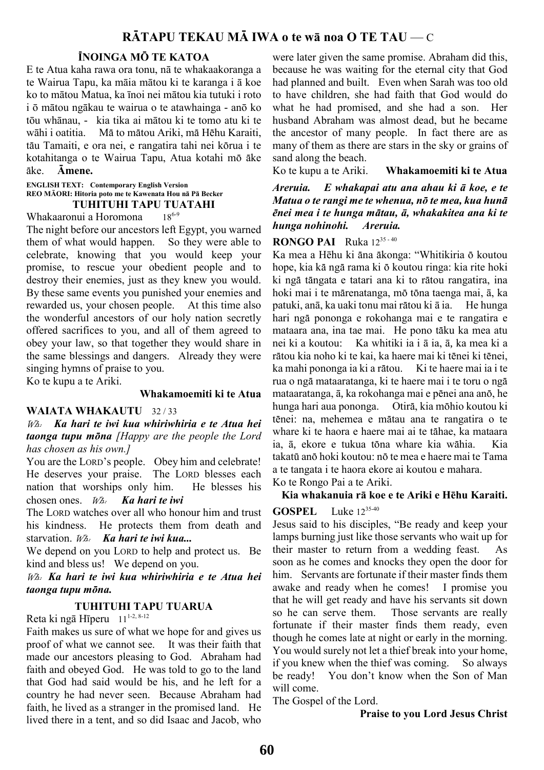# RĀTAPU TEKAU MĀ IWA o te wā noa O TE TAU — C

## ĪNOINGA MŌ TE KATOA

E te Atua kaha rawa ora tonu, nā te whakaakoranga a te Wairua Tapu, ka māia mātou ki te karanga i ā koe ko to mātou Matua, ka īnoi nei mātou kia tutuki i roto i ō mātou ngākau te wairua o te atawhainga - anō ko tōu whānau, - kia tika ai mātou ki te tomo atu ki te wāhi i oatitia. Mā to mātou Ariki, mā Hēhu Karaiti, tāu Tamaiti, e ora nei, e rangatira tahi nei kōrua i te kotahitanga o te Wairua Tapu, Atua kotahi mō āke āke. **Āmene.**

**ENGLISH TEXT: Contemporary English Version**
**REO MĀORI: Hitoria poto me te Kawenata Hou nā Pā Becker**

## TUHITUHI TAPU TUATAHI

Whakaaronui a Horomona 18[6-9]

The night before our ancestors left Egypt, you warned them of what would happen. So they were able to celebrate, knowing that you would keep your promise, to rescue your obedient people and to destroy their enemies, just as they knew you would. By these same events you punished your enemies and rewarded us, your chosen people. At this time also the wonderful ancestors of our holy nation secretly offered sacrifices to you, and all of them agreed to obey your law, so that together they would share in the same blessings and dangers. Already they were singing hymns of praise to you.

Ko te kupu a te Ariki.

**Whakamoemiti ki te Atua**

## WAIATA WHAKAUTU 32 / 33

*Wh:* ***Ka hari te iwi kua whiriwhiria e te Atua hei taonga tupu mōna*** *[Happy are the people the Lord has chosen as his own.]*

You are the LORD's people. Obey him and celebrate! He deserves your praise. The LORD blesses each nation that worships only him. He blesses his chosen ones. *Wh:* ***Ka hari te iwi***

The LORD watches over all who honour him and trust his kindness. He protects them from death and starvation. *Wh:* ***Ka hari te iwi kua...***

We depend on you LORD to help and protect us. Be kind and bless us! We depend on you.

*Wh:* ***Ka hari te iwi kua whiriwhiria e te Atua hei taonga tupu mōna.***

## TUHITUHI TAPU TUARUA

Reta ki ngā Hīperu 11[1-2, 8-12]

Faith makes us sure of what we hope for and gives us proof of what we cannot see. It was their faith that made our ancestors pleasing to God. Abraham had faith and obeyed God. He was told to go to the land that God had said would be his, and he left for a country he had never seen. Because Abraham had faith, he lived as a stranger in the promised land. He lived there in a tent, and so did Isaac and Jacob, who were later given the same promise. Abraham did this, because he was waiting for the eternal city that God had planned and built. Even when Sarah was too old to have children, she had faith that God would do what he had promised, and she had a son. Her husband Abraham was almost dead, but he became the ancestor of many people. In fact there are as many of them as there are stars in the sky or grains of sand along the beach.

Ko te kupu a te Ariki. **Whakamoemiti ki te Atua**

***Areruia. E whakapai atu ana ahau ki ā koe, e te Matua o te rangi me te whenua, nō te mea, kua hunā ēnei mea i te hunga mātau, ā, whakakitea ana ki te hunga nohinohi. Areruia.***

## RONGO PAI Ruka 12[35 - 40]

Ka mea a Hēhu ki āna ākonga: "Whitikiria ō koutou hope, kia kā ngā rama ki ō koutou ringa: kia rite hoki ki ngā tāngata e tatari ana ki to rātou rangatira, ina hoki mai i te mārenatanga, mō tōna taenga mai, ā, ka patuki, anā, ka uaki tonu mai rātou ki ā ia. He hunga hari ngā pononga e rokohanga mai e te rangatira e mataara ana, ina tae mai. He pono tāku ka mea atu nei ki a koutou: Ka whitiki ia i ā ia, ā, ka mea ki a rātou kia noho ki te kai, ka haere mai ki tēnei ki tēnei, ka mahi pononga ia ki a rātou. Ki te haere mai ia i te rua o ngā mataaratanga, ki te haere mai i te toru o ngā mataaratanga, ā, ka rokohanga mai e pēnei ana anō, he hunga hari aua pononga. Otirā, kia mōhio koutou ki tēnei: na, mehemea e mātau ana te rangatira o te whare ki te haora e haere mai ai te tāhae, ka mataara ia, ā, ekore e tukua tōna whare kia wāhia. Kia takatū anō hoki koutou: nō te mea e haere mai te Tama a te tangata i te haora ekore ai koutou e mahara.

Ko te Rongo Pai a te Ariki.

**Kia whakanuia rā koe e te Ariki e Hēhu Karaiti.**

## GOSPEL Luke 12[35-40]

Jesus said to his disciples, "Be ready and keep your lamps burning just like those servants who wait up for their master to return from a wedding feast. As soon as he comes and knocks they open the door for him. Servants are fortunate if their master finds them awake and ready when he comes! I promise you that he will get ready and have his servants sit down so he can serve them. Those servants are really fortunate if their master finds them ready, even though he comes late at night or early in the morning. You would surely not let a thief break into your home, if you knew when the thief was coming. So always be ready! You don't know when the Son of Man will come.

The Gospel of the Lord.

**Praise to you Lord Jesus Christ**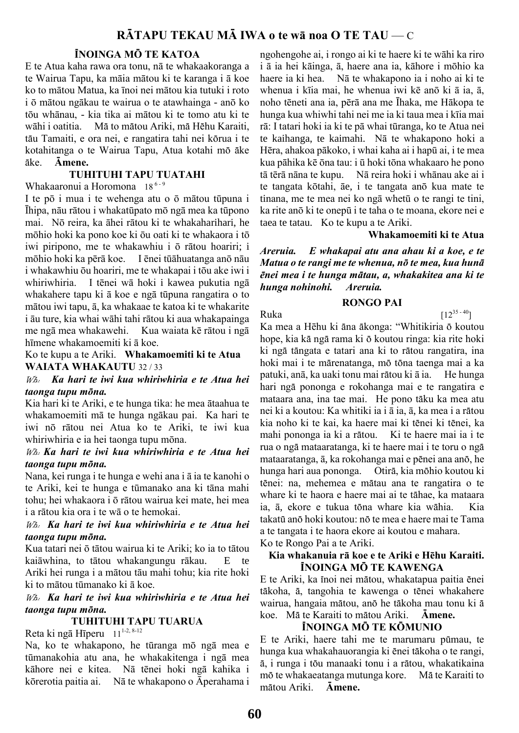# RĀTAPU TEKAU MĀ IWA o te wā noa O TE TAU — C

## ĪNOINGA MŌ TE KATOA

E te Atua kaha rawa ora tonu, nā te whakaakoranga a te Wairua Tapu, ka māia mātou ki te karanga i ā koe ko to mātou Matua, ka īnoi nei mātou kia tutuki i roto i ō mātou ngākau te wairua o te atawhainga - anō ko tōu whānau, - kia tika ai mātou ki te tomo atu ki te wāhi i oatitia. Mā to mātou Ariki, mā Hēhu Karaiti, tāu Tamaiti, e ora nei, e rangatira tahi nei kōrua i te kotahitanga o te Wairua Tapu, Atua kotahi mō āke āke. **Āmene.**

## TUHITUHI TAPU TUATAHI

Whakaaronui a Horomona 18 6 - 9

I te pō i mua i te wehenga atu o ō mātou tūpuna i Īhipa, nāu rātou i whakatūpato mō ngā mea ka tūpono mai. Nō reira, ka āhei rātou ki te whakaharihari, he mōhio hoki ka pono koe ki ōu oati ki te whakaora i tō iwi piripono, me te whakawhiu i ō rātou hoariri; i mōhio hoki ka pērā koe. I ēnei tūāhuatanga anō nāu i whakawhiu ōu hoariri, me te whakapai i tōu ake iwi i whiriwhiria. I tēnei wā hoki i kawea pukutia ngā whakahere tapu ki ā koe e ngā tūpuna rangatira o to mātou iwi tapu, ā, ka whakaae te katoa ki te whakarite i āu ture, kia whai wāhi tahi rātou ki aua whakapainga me ngā mea whakawehi. Kua waiata kē rātou i ngā hīmene whakamoemiti ki ā koe.

Ko te kupu a te Ariki. **Whakamoemiti ki te Atua**

## WAIATA WHAKAUTU 32 / 33

*Wh:* ***Ka hari te iwi kua whiriwhiria e te Atua hei taonga tupu mōna.***

Kia hari ki te Ariki, e te hunga tika: he mea ātaahua te whakamoemiti mā te hunga ngākau pai. Ka hari te iwi nō rātou nei Atua ko te Ariki, te iwi kua whiriwhiria e ia hei taonga tupu mōna.

*Wh:* ***Ka hari te iwi kua whiriwhiria e te Atua hei taonga tupu mōna.***

Nana, kei runga i te hunga e wehi ana i ā ia te kanohi o te Ariki, kei te hunga e tūmanako ana ki tāna mahi tohu; hei whakaora i ō rātou wairua kei mate, hei mea i a rātou kia ora i te wā o te hemokai.

*Wh:* ***Ka hari te iwi kua whiriwhiria e te Atua hei taonga tupu mōna.***

Kua tatari nei ō tātou wairua ki te Ariki; ko ia to tātou kaiāwhina, to tātou whakangungu rākau. E te Ariki hei runga i a mātou tāu mahi tohu; kia rite hoki ki to mātou tūmanako ki ā koe.

*Wh:* ***Ka hari te iwi kua whiriwhiria e te Atua hei taonga tupu mōna.***

## TUHITUHI TAPU TUARUA

Reta ki ngā Hīperu 11 1-2, 8-12

Na, ko te whakapono, he tūranga mō ngā mea e tūmanakohia atu ana, he whakakitenga i ngā mea kāhore nei e kitea. Nā tēnei hoki ngā kahika i kōrerotia paitia ai. Nā te whakapono o Āperahama i ngohengohe ai, i rongo ai ki te haere ki te wāhi ka riro i ā ia hei kāinga, ā, haere ana ia, kāhore i mōhio ka haere ia ki hea. Nā te whakapono ia i noho ai ki te whenua i kīia mai, he whenua iwi kē anō ki ā ia, ā, noho tēneti ana ia, pērā ana me Īhaka, me Hākopa te hunga kua whiwhi tahi nei me ia ki taua mea i kīia mai rā: I tatari hoki ia ki te pā whai tūranga, ko te Atua nei te kaihanga, te kaimahi. Nā te whakapono hoki a Hēra, ahakoa pākoko, i whai kaha ai i hapū ai, i te mea kua pāhika kē ōna tau: i ū hoki tōna whakaaro he pono tā tērā nāna te kupu. Nā reira hoki i whānau ake ai i te tangata kōtahi, āe, i te tangata anō kua mate te tinana, me te mea nei ko ngā whetū o te rangi te tini, ka rite anō ki te onepū i te taha o te moana, ekore nei e taea te tatau. Ko te kupu a te Ariki.

**Whakamoemiti ki te Atua**

***Areruia. E whakapai atu ana ahau ki a koe, e te Matua o te rangi me te whenua, nō te mea, kua hunā ēnei mea i te hunga mātau, a, whakakitea ana ki te hunga nohinohi. Areruia.***

## RONGO PAI

Ruka [12 35 - 40]

Ka mea a Hēhu ki āna ākonga: "Whitikiria ō koutou hope, kia kā ngā rama ki ō koutou ringa: kia rite hoki ki ngā tāngata e tatari ana ki to rātou rangatira, ina hoki mai i te mārenatanga, mō tōna taenga mai a ka patuki, anā, ka uaki tonu mai rātou ki ā ia. He hunga hari ngā pononga e rokohanga mai e te rangatira e mataara ana, ina tae mai. He pono tāku ka mea atu nei ki a koutou: Ka whitiki ia i ā ia, ā, ka mea i a rātou kia noho ki te kai, ka haere mai ki tēnei ki tēnei, ka mahi pononga ia ki a rātou. Ki te haere mai ia i te rua o ngā mataaratanga, ki te haere mai i te toru o ngā mataaratanga, ā, ka rokohanga mai e pēnei ana anō, he hunga hari aua pononga. Otirā, kia mōhio koutou ki tēnei: na, mehemea e mātau ana te rangatira o te whare ki te haora e haere mai ai te tāhae, ka mataara ia, ā, ekore e tukua tōna whare kia wāhia. Kia takatū anō hoki koutou: nō te mea e haere mai te Tama a te tangata i te haora ekore ai koutou e mahara.

Ko te Rongo Pai a te Ariki.

**Kia whakanuia rā koe e te Ariki e Hēhu Karaiti.**

## ĪNOINGA MŌ TE KAWENGA

E te Ariki, ka īnoi nei mātou, whakatapua paitia ēnei tākoha, ā, tangohia te kawenga o tēnei whakahere wairua, hangaia mātou, anō he tākoha mau tonu ki ā koe. Mā te Karaiti to mātou Ariki. **Āmene.**

## ĪNOINGA MŌ TE KŌMUNIO

E te Ariki, haere tahi me te marumaru pūmau, te hunga kua whakahauorangia ki ēnei tākoha o te rangi, ā, i runga i tōu manaaki tonu i a rātou, whakatikaina mō te whakaeatanga mutunga kore. Mā te Karaiti to mātou Ariki. **Āmene.**